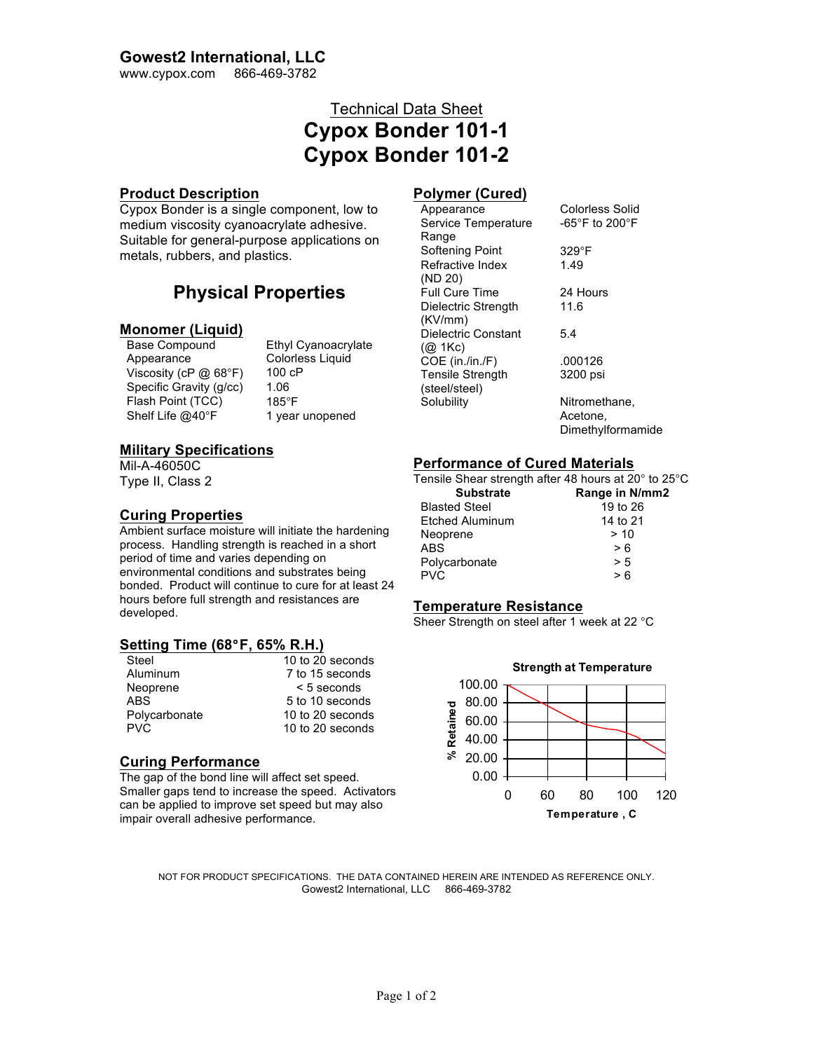**Gowest2 International, LLC**
www.cypox.com 866-469-3782

# Technical Data Sheet
# Cypox Bonder 101-1
# Cypox Bonder 101-2

## Product Description

Cypox Bonder is a single component, low to medium viscosity cyanoacrylate adhesive. Suitable for general-purpose applications on metals, rubbers, and plastics.

## Physical Properties

### Monomer (Liquid)

| | |
|---|---|
| Base Compound | Ethyl Cyanoacrylate |
| Appearance | Colorless Liquid |
| Viscosity (cP @ 68°F) | 100 cP |
| Specific Gravity (g/cc) | 1.06 |
| Flash Point (TCC) | 185°F |
| Shelf Life @40°F | 1 year unopened |

### Military Specifications

Mil-A-46050C
Type II, Class 2

### Curing Properties

Ambient surface moisture will initiate the hardening process. Handling strength is reached in a short period of time and varies depending on environmental conditions and substrates being bonded. Product will continue to cure for at least 24 hours before full strength and resistances are developed.

### Setting Time (68°F, 65% R.H.)

| | |
|---|---|
| Steel | 10 to 20 seconds |
| Aluminum | 7 to 15 seconds |
| Neoprene | < 5 seconds |
| ABS | 5 to 10 seconds |
| Polycarbonate | 10 to 20 seconds |
| PVC | 10 to 20 seconds |

### Curing Performance

The gap of the bond line will affect set speed. Smaller gaps tend to increase the speed. Activators can be applied to improve set speed but may also impair overall adhesive performance.

### Polymer (Cured)

| | |
|---|---|
| Appearance | Colorless Solid |
| Service Temperature Range | -65°F to 200°F |
| Softening Point | 329°F |
| Refractive Index (ND 20) | 1.49 |
| Full Cure Time | 24 Hours |
| Dielectric Strength (KV/mm) | 11.6 |
| Dielectric Constant (@ 1Kc) | 5.4 |
| COE (in./in./F) | .000126 |
| Tensile Strength (steel/steel) | 3200 psi |
| Solubility | Nitromethane, Acetone, Dimethylformamide |

### Performance of Cured Materials

Tensile Shear strength after 48 hours at 20° to 25°C

| Substrate | Range in N/mm2 |
|---|---|
| Blasted Steel | 19 to 26 |
| Etched Aluminum | 14 to 21 |
| Neoprene | > 10 |
| ABS | > 6 |
| Polycarbonate | > 5 |
| PVC | > 6 |

### Temperature Resistance

Sheer Strength on steel after 1 week at 22 °C

**Strength at Temperature**

(Chart: % Retained (0.00–100.00) vs. Temperature, C (0, 60, 80, 100, 120))

NOT FOR PRODUCT SPECIFICATIONS. THE DATA CONTAINED HEREIN ARE INTENDED AS REFERENCE ONLY.
Gowest2 International, LLC 866-469-3782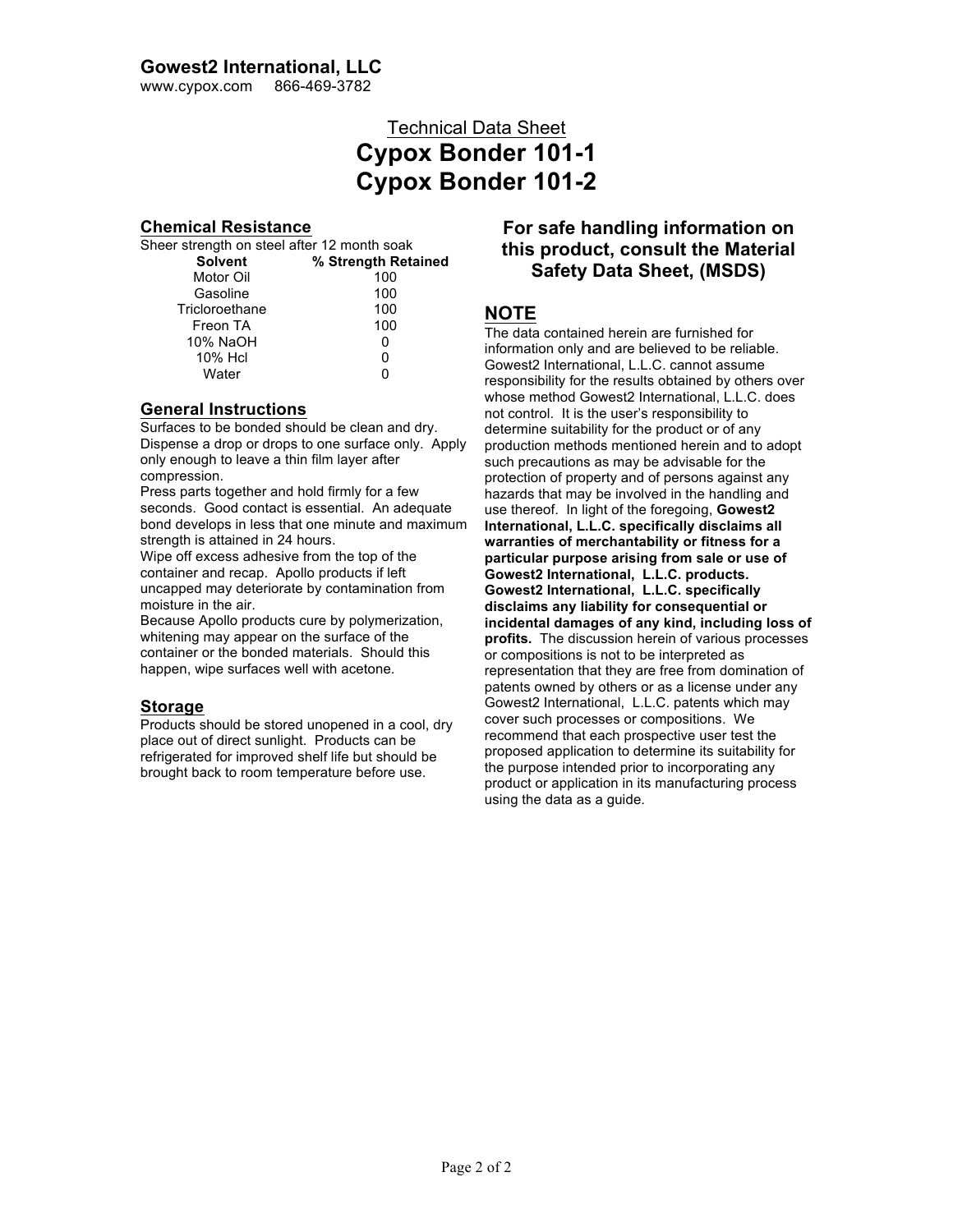**Gowest2 International, LLC**
www.cypox.com     866-469-3782

Technical Data Sheet

# Cypox Bonder 101-1
# Cypox Bonder 101-2

## Chemical Resistance

Sheer strength on steel after 12 month soak

| Solvent | % Strength Retained |
|---|---|
| Motor Oil | 100 |
| Gasoline | 100 |
| Tricloroethane | 100 |
| Freon TA | 100 |
| 10% NaOH | 0 |
| 10% Hcl | 0 |
| Water | 0 |

## General Instructions

Surfaces to be bonded should be clean and dry. Dispense a drop or drops to one surface only. Apply only enough to leave a thin film layer after compression.

Press parts together and hold firmly for a few seconds. Good contact is essential. An adequate bond develops in less that one minute and maximum strength is attained in 24 hours.

Wipe off excess adhesive from the top of the container and recap. Apollo products if left uncapped may deteriorate by contamination from moisture in the air.

Because Apollo products cure by polymerization, whitening may appear on the surface of the container or the bonded materials. Should this happen, wipe surfaces well with acetone.

## Storage

Products should be stored unopened in a cool, dry place out of direct sunlight. Products can be refrigerated for improved shelf life but should be brought back to room temperature before use.

**For safe handling information on this product, consult the Material Safety Data Sheet, (MSDS)**

## NOTE

The data contained herein are furnished for information only and are believed to be reliable. Gowest2 International, L.L.C. cannot assume responsibility for the results obtained by others over whose method Gowest2 International, L.L.C. does not control. It is the user's responsibility to determine suitability for the product or of any production methods mentioned herein and to adopt such precautions as may be advisable for the protection of property and of persons against any hazards that may be involved in the handling and use thereof. In light of the foregoing, **Gowest2 International, L.L.C. specifically disclaims all warranties of merchantability or fitness for a particular purpose arising from sale or use of Gowest2 International, L.L.C. products. Gowest2 International, L.L.C. specifically disclaims any liability for consequential or incidental damages of any kind, including loss of profits.** The discussion herein of various processes or compositions is not to be interpreted as representation that they are free from domination of patents owned by others or as a license under any Gowest2 International, L.L.C. patents which may cover such processes or compositions. We recommend that each prospective user test the proposed application to determine its suitability for the purpose intended prior to incorporating any product or application in its manufacturing process using the data as a guide.